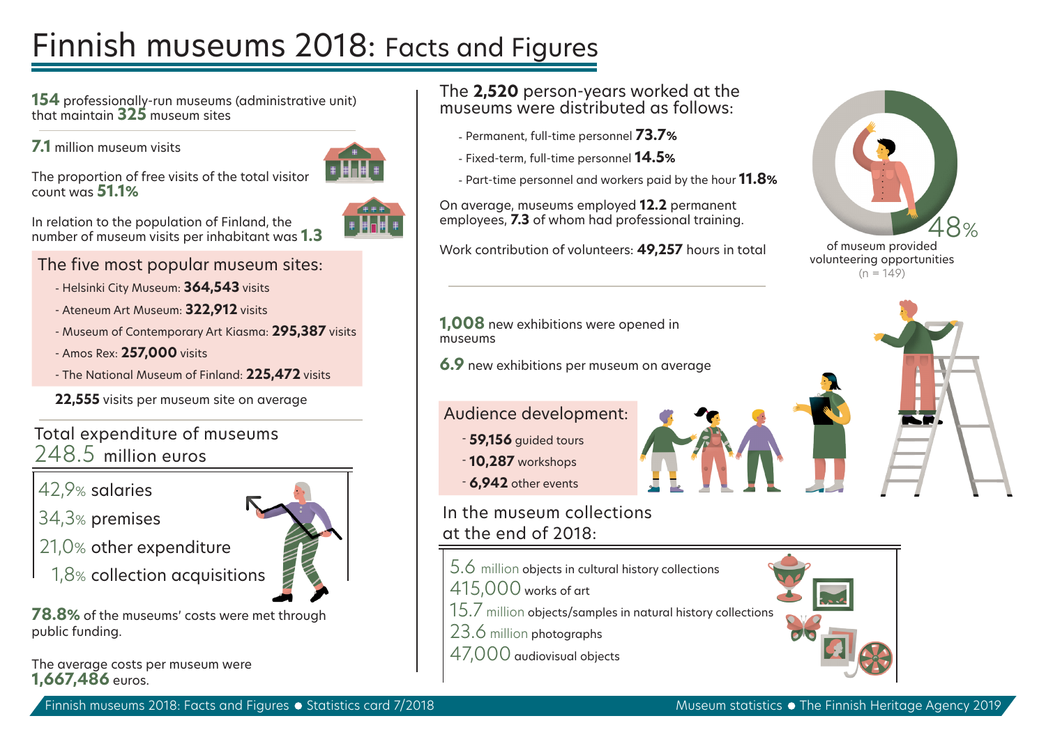# Finnish museums 2018: Facts and Figures

**154** professionally-run museums (administrative unit) that maintain **325** museum sites

**7.1** million museum visits

The proportion of free visits of the total visitor count was **51.1%**

In relation to the population of Finland, the number of museum visits per inhabitant was **1.3**

## The five most popular museum sites:

- Helsinki City Museum: **364,543** visits
- Ateneum Art Museum: **322,912** visits
- Museum of Contemporary Art Kiasma: **295,387** visits
- Amos Rex: **257,000** visits
- The National Museum of Finland: **225,472** visits

**22,555** visits per museum site on average

## Total expenditure of museums 248.5 million euros

- 42,9% salaries
- 34,3% premises
- 21,0% other expenditure
- 1,8% collection acquisitions

**78.8%** of the museums' costs were met through public funding.

The average costs per museum were **1,667,486** euros.

The **2,520** person-years worked at the museums were distributed as follows:

- Permanent, full-time personnel **73.7%**
- Fixed-term, full-time personnel **14.5%**
- Part-time personnel and workers paid by the hour **11.8%**

On average, museums employed **12.2** permanent employees, **7.3** of whom had professional training.

Work contribution of volunteers: **49,257** hours in total

48% of museum provided volunteering opportunities (n = 149)

**1,008** new exhibitions were opened in museums

**6.9** new exhibitions per museum on average

## Audience development:

- **59,156** guided tours
- **10,287** workshops
- **6,942** other events

## In the museum collections at the end of 2018:

- 5.6 million objects in cultural history collections
- 415,000 works of art
- 15.7 million objects/samples in natural history collections
- 23.6 million photographs
- 47,000 audiovisual objects

Finnish museums 2018: Facts and Figures • Statistics card 7/2018 — Museum statistics • The Finnish Heritage Agency 2019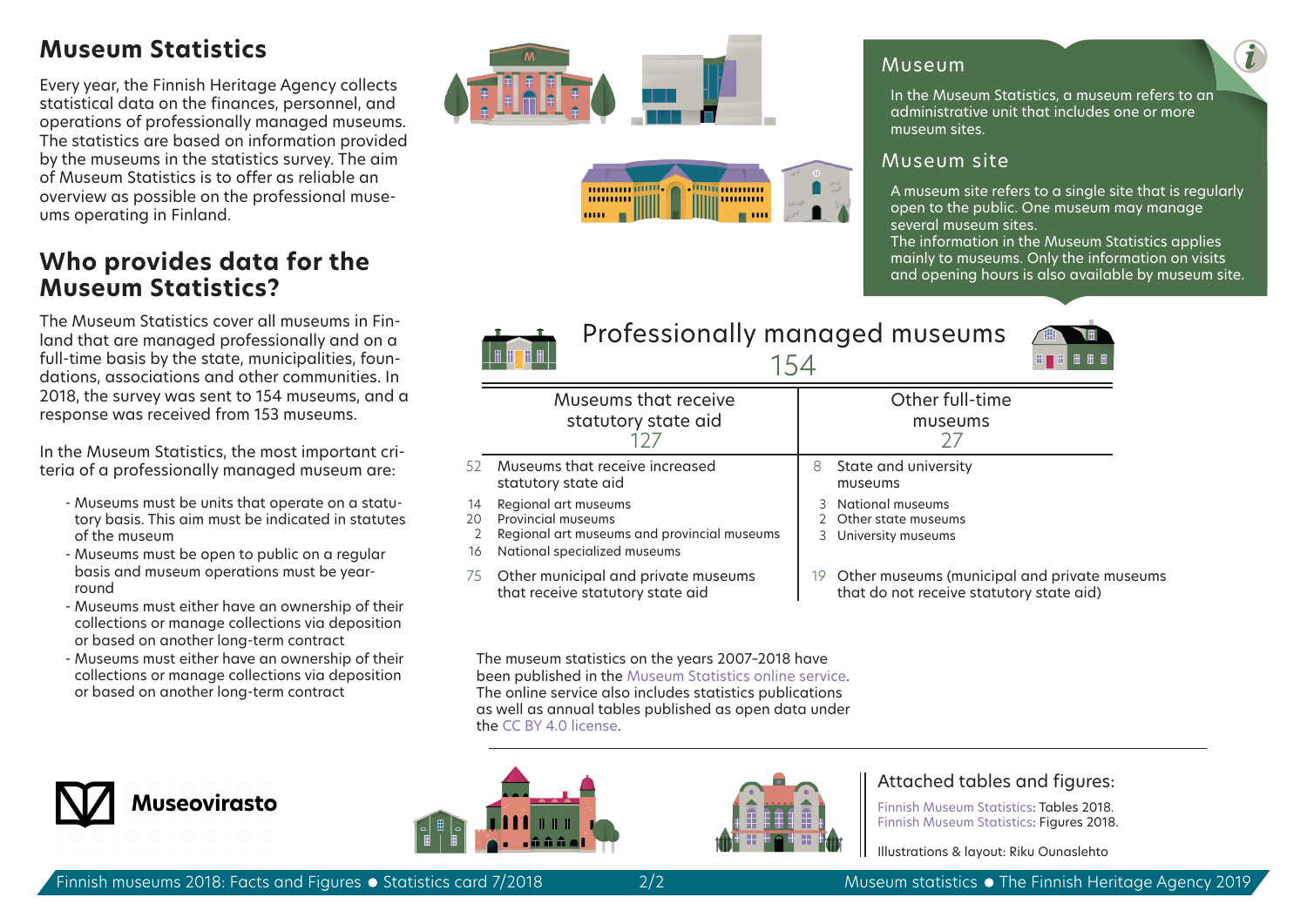# Museum Statistics

Every year, the Finnish Heritage Agency collects statistical data on the finances, personnel, and operations of professionally managed museums. The statistics are based on information provided by the museums in the statistics survey. The aim of Museum Statistics is to offer as reliable an overview as possible on the professional museums operating in Finland.

## Who provides data for the Museum Statistics?

The Museum Statistics cover all museums in Finland that are managed professionally and on a full-time basis by the state, municipalities, foundations, associations and other communities. In 2018, the survey was sent to 154 museums, and a response was received from 153 museums.

In the Museum Statistics, the most important criteria of a professionally managed museum are:

- Museums must be units that operate on a statutory basis. This aim must be indicated in statutes of the museum
- Museums must be open to public on a regular basis and museum operations must be year-round
- Museums must either have an ownership of their collections or manage collections via deposition or based on another long-term contract
- Museums must either have an ownership of their collections or manage collections via deposition or based on another long-term contract

### Museum

In the Museum Statistics, a museum refers to an administrative unit that includes one or more museum sites.

### Museum site

A museum site refers to a single site that is regularly open to the public. One museum may manage several museum sites.
The information in the Museum Statistics applies mainly to museums. Only the information on visits and opening hours is also available by museum site.

## Professionally managed museums 154

| Museums that receive statutory state aid 127 | | Other full-time museums 27 | |
|---|---|---|---|
| 52 | Museums that receive increased statutory state aid | 8 | State and university museums |
| 14 | Regional art museums | 3 | National museums |
| 20 | Provincial museums | 2 | Other state museums |
| 2 | Regional art museums and provincial museums | 3 | University museums |
| 16 | National specialized museums | | |
| 75 | Other municipal and private museums that receive statutory state aid | 19 | Other museums (municipal and private museums that do not receive statutory state aid) |

The museum statistics on the years 2007–2018 have been published in the Museum Statistics online service. The online service also includes statistics publications as well as annual tables published as open data under the CC BY 4.0 license.

Museovirasto

Attached tables and figures:

Finnish Museum Statistics: Tables 2018.
Finnish Museum Statistics: Figures 2018.

Illustrations & layout: Riku Ounaslehto